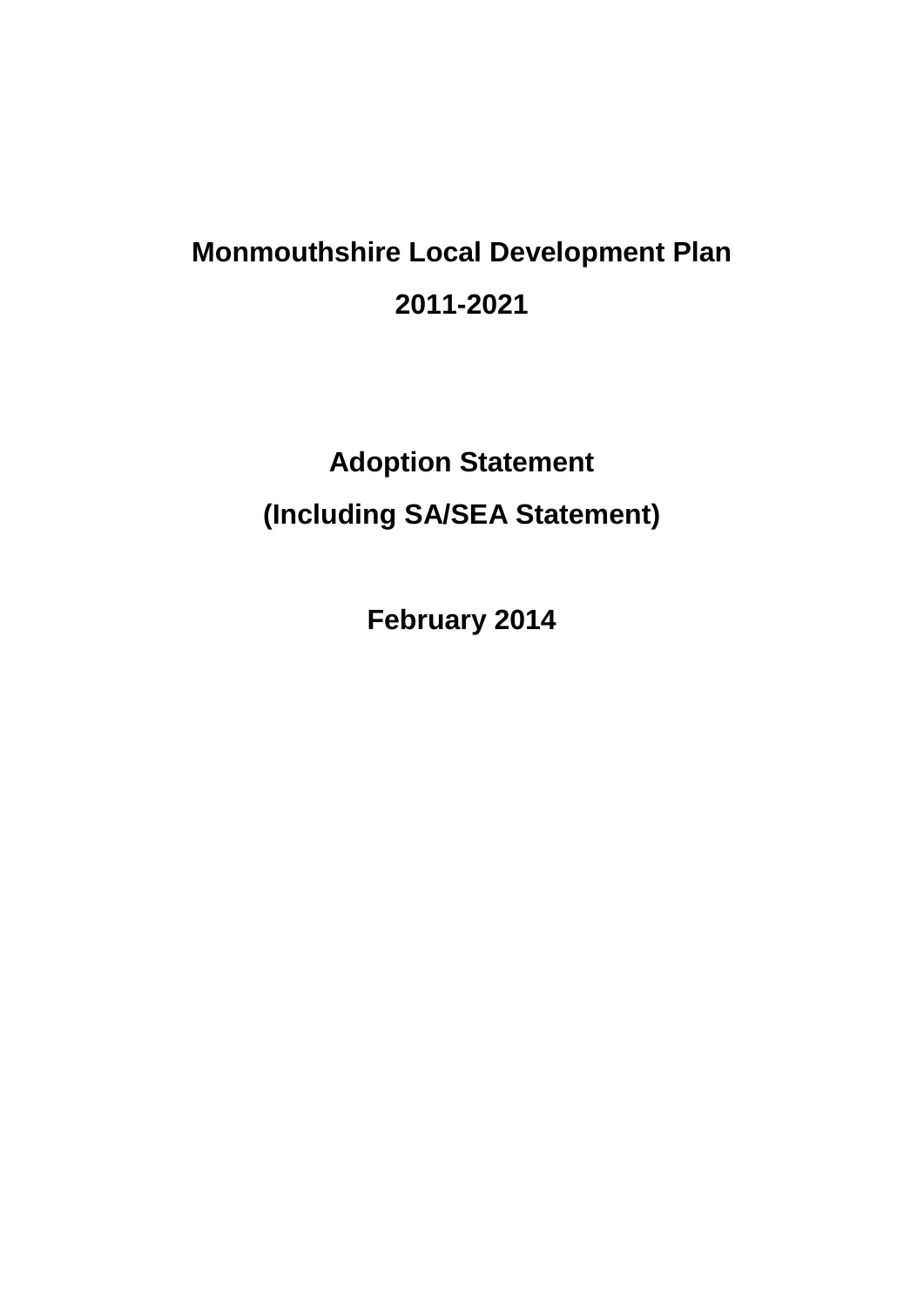# Monmouthshire Local Development Plan

# 2011-2021

## Adoption Statement

## (Including SA/SEA Statement)

**February 2014**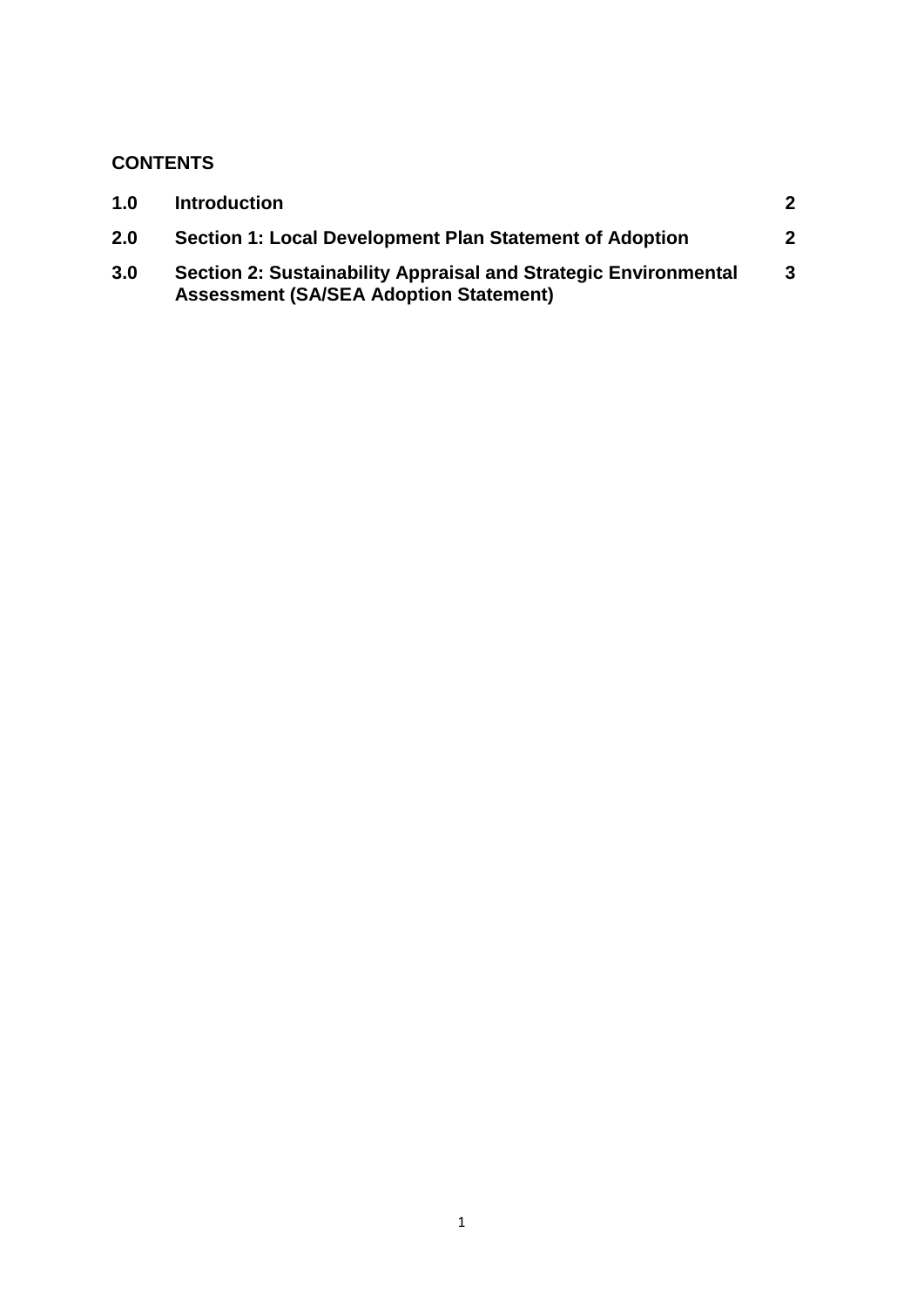**CONTENTS**

| | | |
|---|---|---|
| **1.0** | **Introduction** | **2** |
| **2.0** | **Section 1: Local Development Plan Statement of Adoption** | **2** |
| **3.0** | **Section 2: Sustainability Appraisal and Strategic Environmental Assessment (SA/SEA Adoption Statement)** | **3** |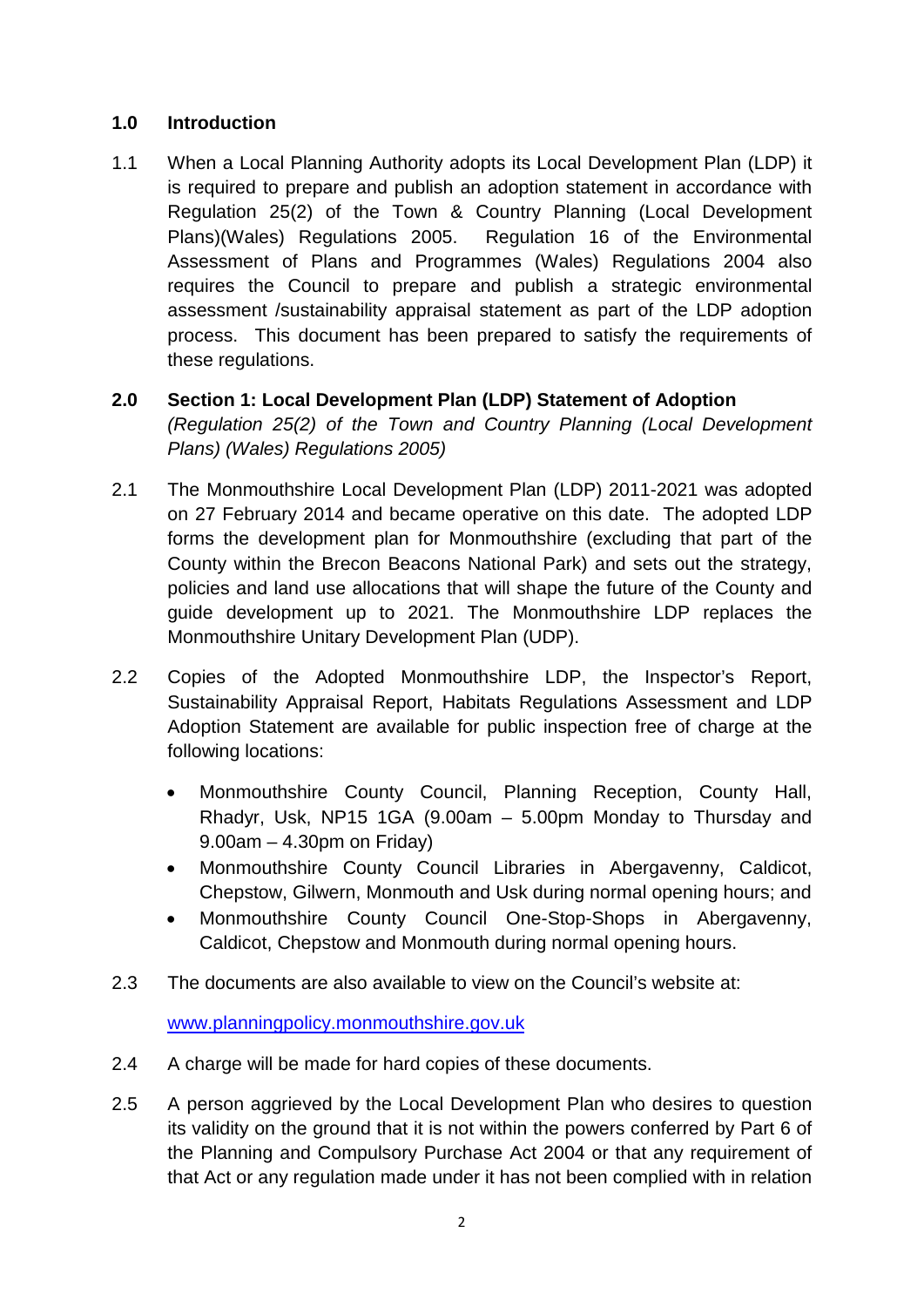## 1.0 Introduction

1.1 When a Local Planning Authority adopts its Local Development Plan (LDP) it is required to prepare and publish an adoption statement in accordance with Regulation 25(2) of the Town & Country Planning (Local Development Plans)(Wales) Regulations 2005. Regulation 16 of the Environmental Assessment of Plans and Programmes (Wales) Regulations 2004 also requires the Council to prepare and publish a strategic environmental assessment /sustainability appraisal statement as part of the LDP adoption process. This document has been prepared to satisfy the requirements of these regulations.

## 2.0 Section 1: Local Development Plan (LDP) Statement of Adoption

*(Regulation 25(2) of the Town and Country Planning (Local Development Plans) (Wales) Regulations 2005)*

2.1 The Monmouthshire Local Development Plan (LDP) 2011-2021 was adopted on 27 February 2014 and became operative on this date. The adopted LDP forms the development plan for Monmouthshire (excluding that part of the County within the Brecon Beacons National Park) and sets out the strategy, policies and land use allocations that will shape the future of the County and guide development up to 2021. The Monmouthshire LDP replaces the Monmouthshire Unitary Development Plan (UDP).

2.2 Copies of the Adopted Monmouthshire LDP, the Inspector's Report, Sustainability Appraisal Report, Habitats Regulations Assessment and LDP Adoption Statement are available for public inspection free of charge at the following locations:

- Monmouthshire County Council, Planning Reception, County Hall, Rhadyr, Usk, NP15 1GA (9.00am – 5.00pm Monday to Thursday and 9.00am – 4.30pm on Friday)
- Monmouthshire County Council Libraries in Abergavenny, Caldicot, Chepstow, Gilwern, Monmouth and Usk during normal opening hours; and
- Monmouthshire County Council One-Stop-Shops in Abergavenny, Caldicot, Chepstow and Monmouth during normal opening hours.

2.3 The documents are also available to view on the Council's website at:

[www.planningpolicy.monmouthshire.gov.uk](http://www.planningpolicy.monmouthshire.gov.uk)

2.4 A charge will be made for hard copies of these documents.

2.5 A person aggrieved by the Local Development Plan who desires to question its validity on the ground that it is not within the powers conferred by Part 6 of the Planning and Compulsory Purchase Act 2004 or that any requirement of that Act or any regulation made under it has not been complied with in relation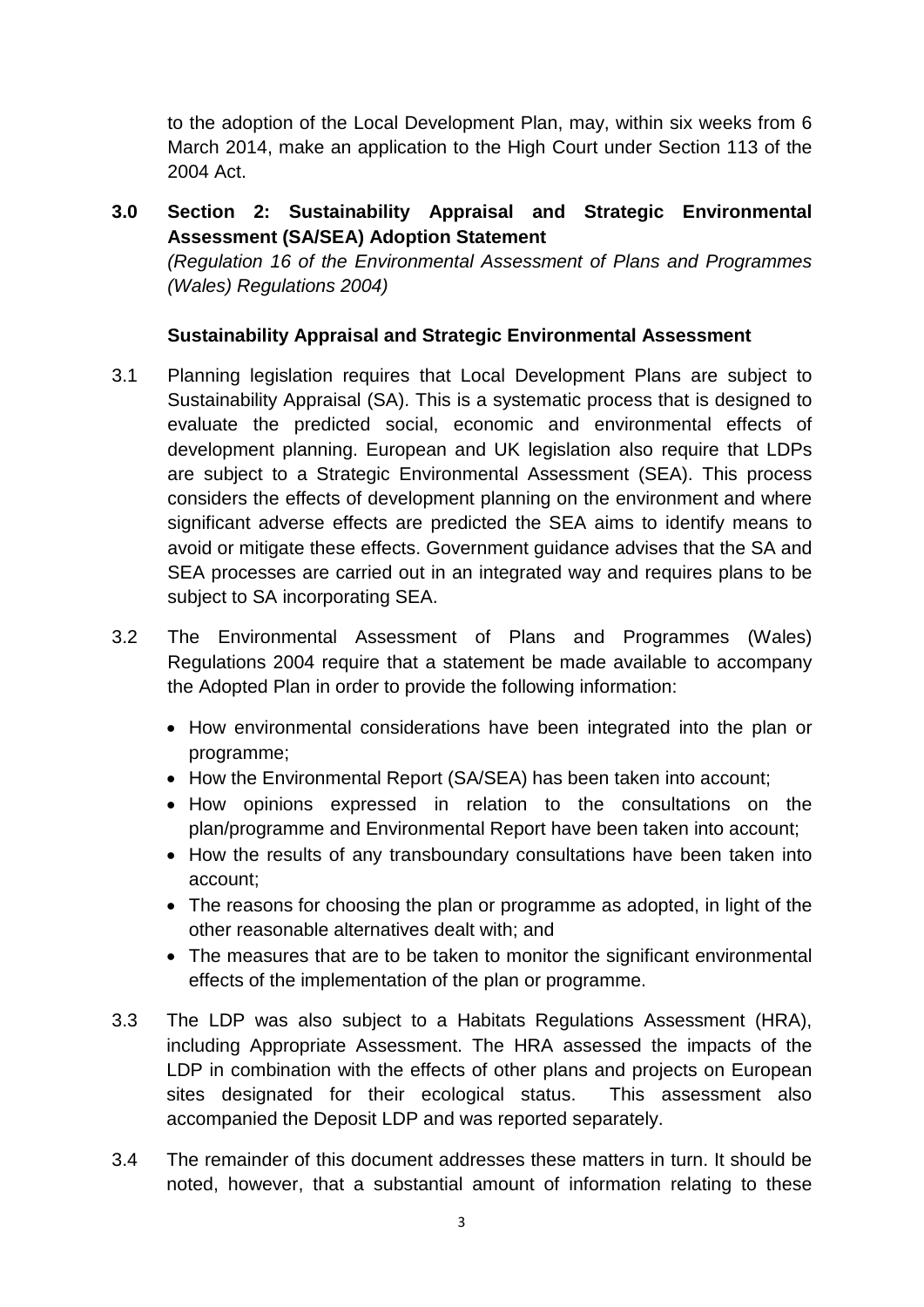to the adoption of the Local Development Plan, may, within six weeks from 6 March 2014, make an application to the High Court under Section 113 of the 2004 Act.

## 3.0 Section 2: Sustainability Appraisal and Strategic Environmental Assessment (SA/SEA) Adoption Statement

*(Regulation 16 of the Environmental Assessment of Plans and Programmes (Wales) Regulations 2004)*

### Sustainability Appraisal and Strategic Environmental Assessment

3.1 Planning legislation requires that Local Development Plans are subject to Sustainability Appraisal (SA). This is a systematic process that is designed to evaluate the predicted social, economic and environmental effects of development planning. European and UK legislation also require that LDPs are subject to a Strategic Environmental Assessment (SEA). This process considers the effects of development planning on the environment and where significant adverse effects are predicted the SEA aims to identify means to avoid or mitigate these effects. Government guidance advises that the SA and SEA processes are carried out in an integrated way and requires plans to be subject to SA incorporating SEA.

3.2 The Environmental Assessment of Plans and Programmes (Wales) Regulations 2004 require that a statement be made available to accompany the Adopted Plan in order to provide the following information:

- How environmental considerations have been integrated into the plan or programme;
- How the Environmental Report (SA/SEA) has been taken into account;
- How opinions expressed in relation to the consultations on the plan/programme and Environmental Report have been taken into account;
- How the results of any transboundary consultations have been taken into account;
- The reasons for choosing the plan or programme as adopted, in light of the other reasonable alternatives dealt with; and
- The measures that are to be taken to monitor the significant environmental effects of the implementation of the plan or programme.

3.3 The LDP was also subject to a Habitats Regulations Assessment (HRA), including Appropriate Assessment. The HRA assessed the impacts of the LDP in combination with the effects of other plans and projects on European sites designated for their ecological status. This assessment also accompanied the Deposit LDP and was reported separately.

3.4 The remainder of this document addresses these matters in turn. It should be noted, however, that a substantial amount of information relating to these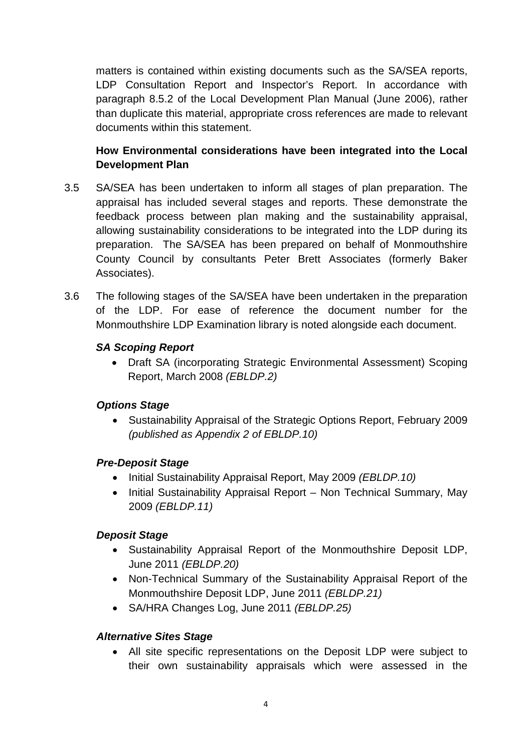matters is contained within existing documents such as the SA/SEA reports, LDP Consultation Report and Inspector's Report. In accordance with paragraph 8.5.2 of the Local Development Plan Manual (June 2006), rather than duplicate this material, appropriate cross references are made to relevant documents within this statement.

**How Environmental considerations have been integrated into the Local Development Plan**

3.5 SA/SEA has been undertaken to inform all stages of plan preparation. The appraisal has included several stages and reports. These demonstrate the feedback process between plan making and the sustainability appraisal, allowing sustainability considerations to be integrated into the LDP during its preparation. The SA/SEA has been prepared on behalf of Monmouthshire County Council by consultants Peter Brett Associates (formerly Baker Associates).

3.6 The following stages of the SA/SEA have been undertaken in the preparation of the LDP. For ease of reference the document number for the Monmouthshire LDP Examination library is noted alongside each document.

***SA Scoping Report***

- Draft SA (incorporating Strategic Environmental Assessment) Scoping Report, March 2008 *(EBLDP.2)*

***Options Stage***

- Sustainability Appraisal of the Strategic Options Report, February 2009 *(published as Appendix 2 of EBLDP.10)*

***Pre-Deposit Stage***

- Initial Sustainability Appraisal Report, May 2009 *(EBLDP.10)*
- Initial Sustainability Appraisal Report – Non Technical Summary, May 2009 *(EBLDP.11)*

***Deposit Stage***

- Sustainability Appraisal Report of the Monmouthshire Deposit LDP, June 2011 *(EBLDP.20)*
- Non-Technical Summary of the Sustainability Appraisal Report of the Monmouthshire Deposit LDP, June 2011 *(EBLDP.21)*
- SA/HRA Changes Log, June 2011 *(EBLDP.25)*

***Alternative Sites Stage***

- All site specific representations on the Deposit LDP were subject to their own sustainability appraisals which were assessed in the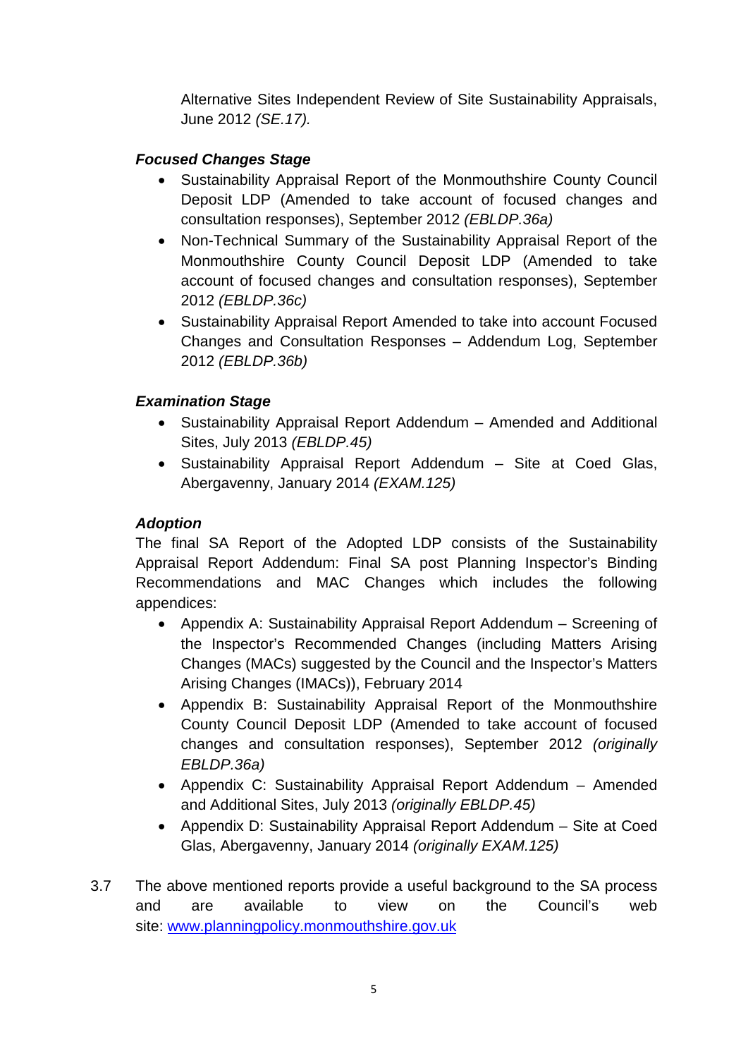Alternative Sites Independent Review of Site Sustainability Appraisals, June 2012 *(SE.17).*

***Focused Changes Stage***

- Sustainability Appraisal Report of the Monmouthshire County Council Deposit LDP (Amended to take account of focused changes and consultation responses), September 2012 *(EBLDP.36a)*
- Non-Technical Summary of the Sustainability Appraisal Report of the Monmouthshire County Council Deposit LDP (Amended to take account of focused changes and consultation responses), September 2012 *(EBLDP.36c)*
- Sustainability Appraisal Report Amended to take into account Focused Changes and Consultation Responses – Addendum Log, September 2012 *(EBLDP.36b)*

***Examination Stage***

- Sustainability Appraisal Report Addendum – Amended and Additional Sites, July 2013 *(EBLDP.45)*
- Sustainability Appraisal Report Addendum – Site at Coed Glas, Abergavenny, January 2014 *(EXAM.125)*

***Adoption***

The final SA Report of the Adopted LDP consists of the Sustainability Appraisal Report Addendum: Final SA post Planning Inspector's Binding Recommendations and MAC Changes which includes the following appendices:

- Appendix A: Sustainability Appraisal Report Addendum – Screening of the Inspector's Recommended Changes (including Matters Arising Changes (MACs) suggested by the Council and the Inspector's Matters Arising Changes (IMACs)), February 2014
- Appendix B: Sustainability Appraisal Report of the Monmouthshire County Council Deposit LDP (Amended to take account of focused changes and consultation responses), September 2012 *(originally EBLDP.36a)*
- Appendix C: Sustainability Appraisal Report Addendum – Amended and Additional Sites, July 2013 *(originally EBLDP.45)*
- Appendix D: Sustainability Appraisal Report Addendum – Site at Coed Glas, Abergavenny, January 2014 *(originally EXAM.125)*

3.7 The above mentioned reports provide a useful background to the SA process and are available to view on the Council's web site: [www.planningpolicy.monmouthshire.gov.uk](http://www.planningpolicy.monmouthshire.gov.uk)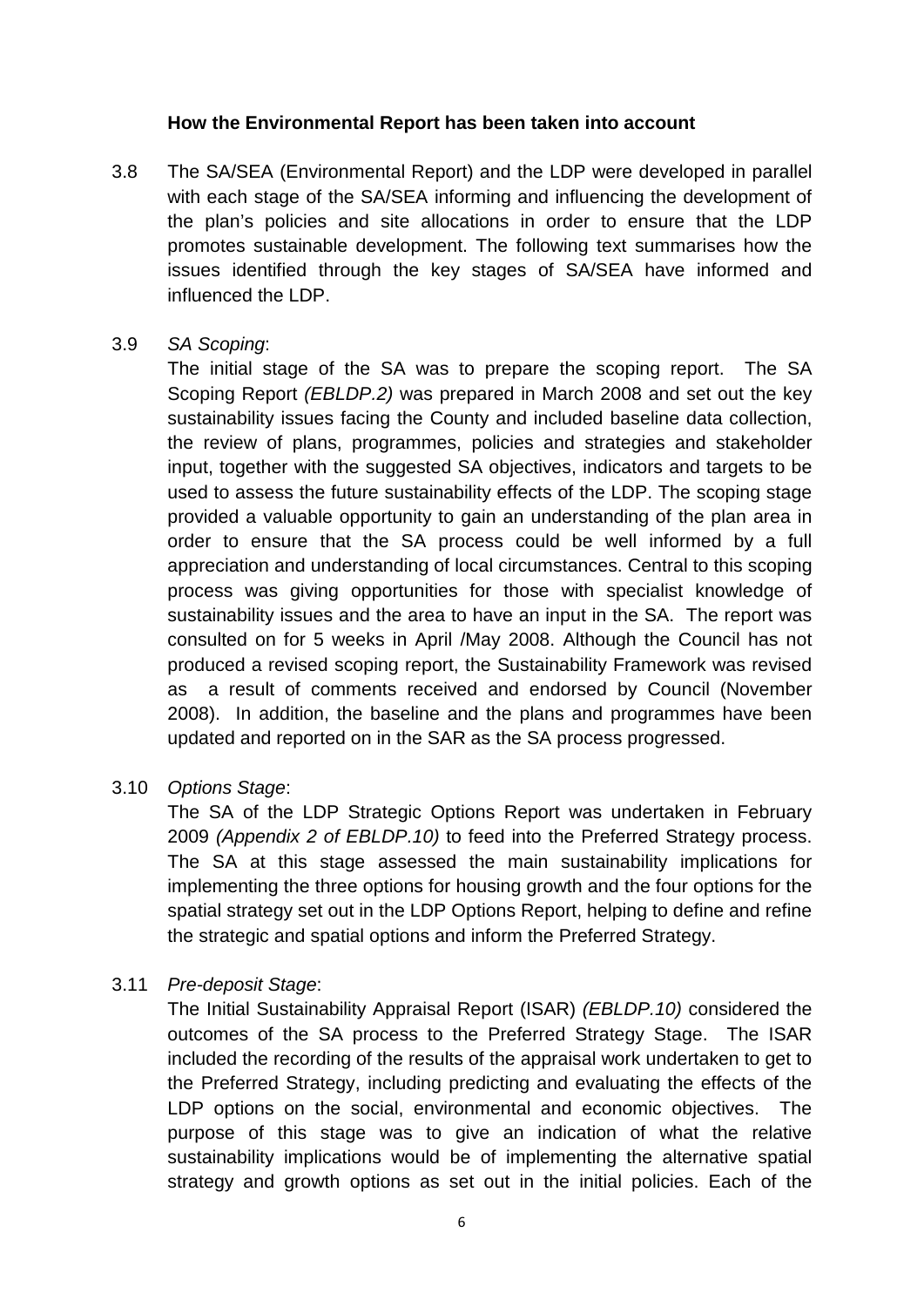**How the Environmental Report has been taken into account**

3.8 The SA/SEA (Environmental Report) and the LDP were developed in parallel with each stage of the SA/SEA informing and influencing the development of the plan's policies and site allocations in order to ensure that the LDP promotes sustainable development. The following text summarises how the issues identified through the key stages of SA/SEA have informed and influenced the LDP.

3.9 *SA Scoping*:
The initial stage of the SA was to prepare the scoping report. The SA Scoping Report *(EBLDP.2)* was prepared in March 2008 and set out the key sustainability issues facing the County and included baseline data collection, the review of plans, programmes, policies and strategies and stakeholder input, together with the suggested SA objectives, indicators and targets to be used to assess the future sustainability effects of the LDP. The scoping stage provided a valuable opportunity to gain an understanding of the plan area in order to ensure that the SA process could be well informed by a full appreciation and understanding of local circumstances. Central to this scoping process was giving opportunities for those with specialist knowledge of sustainability issues and the area to have an input in the SA. The report was consulted on for 5 weeks in April /May 2008. Although the Council has not produced a revised scoping report, the Sustainability Framework was revised as a result of comments received and endorsed by Council (November 2008). In addition, the baseline and the plans and programmes have been updated and reported on in the SAR as the SA process progressed.

3.10 *Options Stage*:
The SA of the LDP Strategic Options Report was undertaken in February 2009 *(Appendix 2 of EBLDP.10)* to feed into the Preferred Strategy process. The SA at this stage assessed the main sustainability implications for implementing the three options for housing growth and the four options for the spatial strategy set out in the LDP Options Report, helping to define and refine the strategic and spatial options and inform the Preferred Strategy.

3.11 *Pre-deposit Stage*:
The Initial Sustainability Appraisal Report (ISAR) *(EBLDP.10)* considered the outcomes of the SA process to the Preferred Strategy Stage. The ISAR included the recording of the results of the appraisal work undertaken to get to the Preferred Strategy, including predicting and evaluating the effects of the LDP options on the social, environmental and economic objectives. The purpose of this stage was to give an indication of what the relative sustainability implications would be of implementing the alternative spatial strategy and growth options as set out in the initial policies. Each of the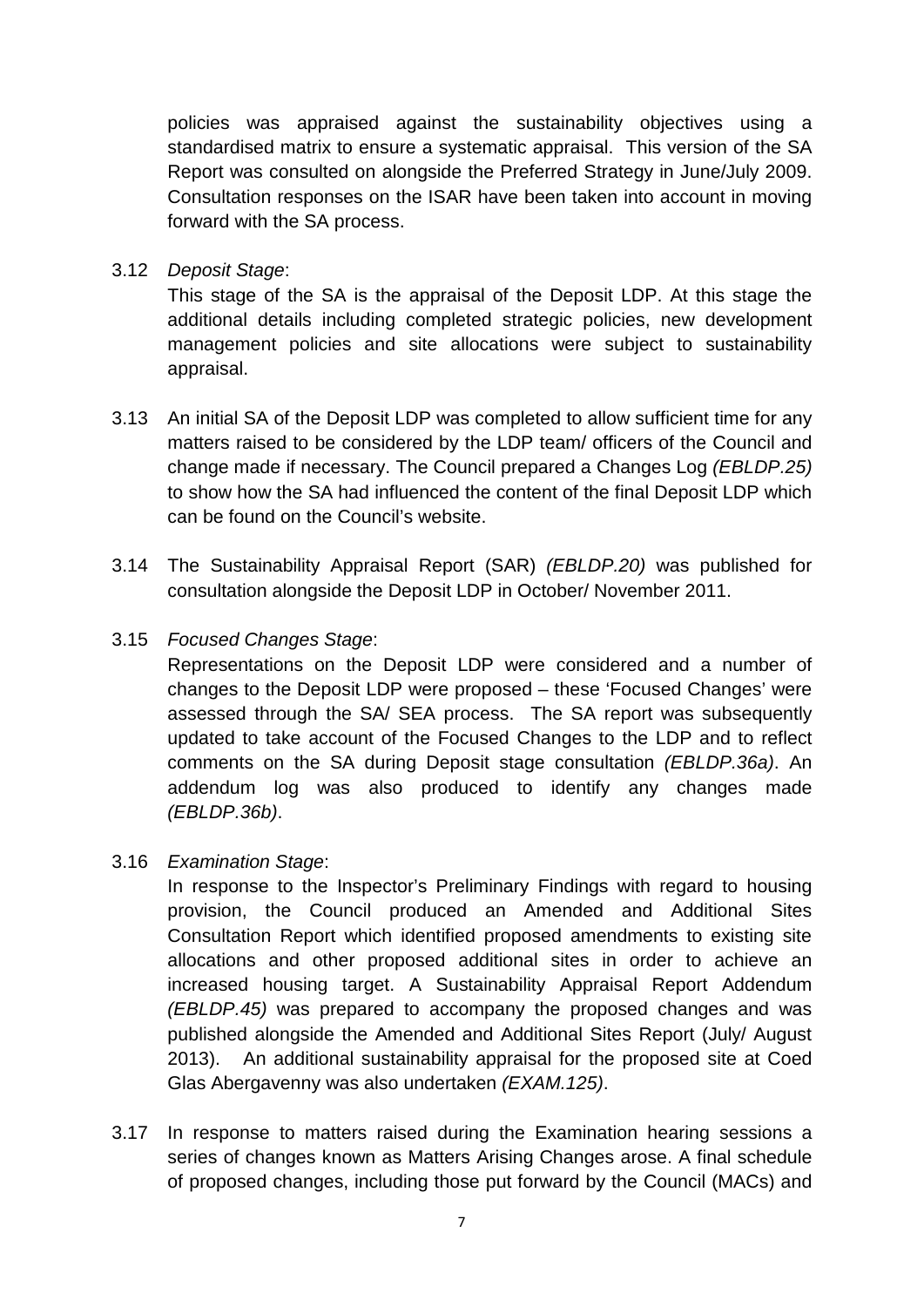policies was appraised against the sustainability objectives using a standardised matrix to ensure a systematic appraisal. This version of the SA Report was consulted on alongside the Preferred Strategy in June/July 2009. Consultation responses on the ISAR have been taken into account in moving forward with the SA process.

3.12 *Deposit Stage*:
This stage of the SA is the appraisal of the Deposit LDP. At this stage the additional details including completed strategic policies, new development management policies and site allocations were subject to sustainability appraisal.

3.13 An initial SA of the Deposit LDP was completed to allow sufficient time for any matters raised to be considered by the LDP team/ officers of the Council and change made if necessary. The Council prepared a Changes Log *(EBLDP.25)* to show how the SA had influenced the content of the final Deposit LDP which can be found on the Council's website.

3.14 The Sustainability Appraisal Report (SAR) *(EBLDP.20)* was published for consultation alongside the Deposit LDP in October/ November 2011.

3.15 *Focused Changes Stage*:
Representations on the Deposit LDP were considered and a number of changes to the Deposit LDP were proposed – these 'Focused Changes' were assessed through the SA/ SEA process. The SA report was subsequently updated to take account of the Focused Changes to the LDP and to reflect comments on the SA during Deposit stage consultation *(EBLDP.36a)*. An addendum log was also produced to identify any changes made *(EBLDP.36b)*.

3.16 *Examination Stage*:
In response to the Inspector's Preliminary Findings with regard to housing provision, the Council produced an Amended and Additional Sites Consultation Report which identified proposed amendments to existing site allocations and other proposed additional sites in order to achieve an increased housing target. A Sustainability Appraisal Report Addendum *(EBLDP.45)* was prepared to accompany the proposed changes and was published alongside the Amended and Additional Sites Report (July/ August 2013). An additional sustainability appraisal for the proposed site at Coed Glas Abergavenny was also undertaken *(EXAM.125)*.

3.17 In response to matters raised during the Examination hearing sessions a series of changes known as Matters Arising Changes arose. A final schedule of proposed changes, including those put forward by the Council (MACs) and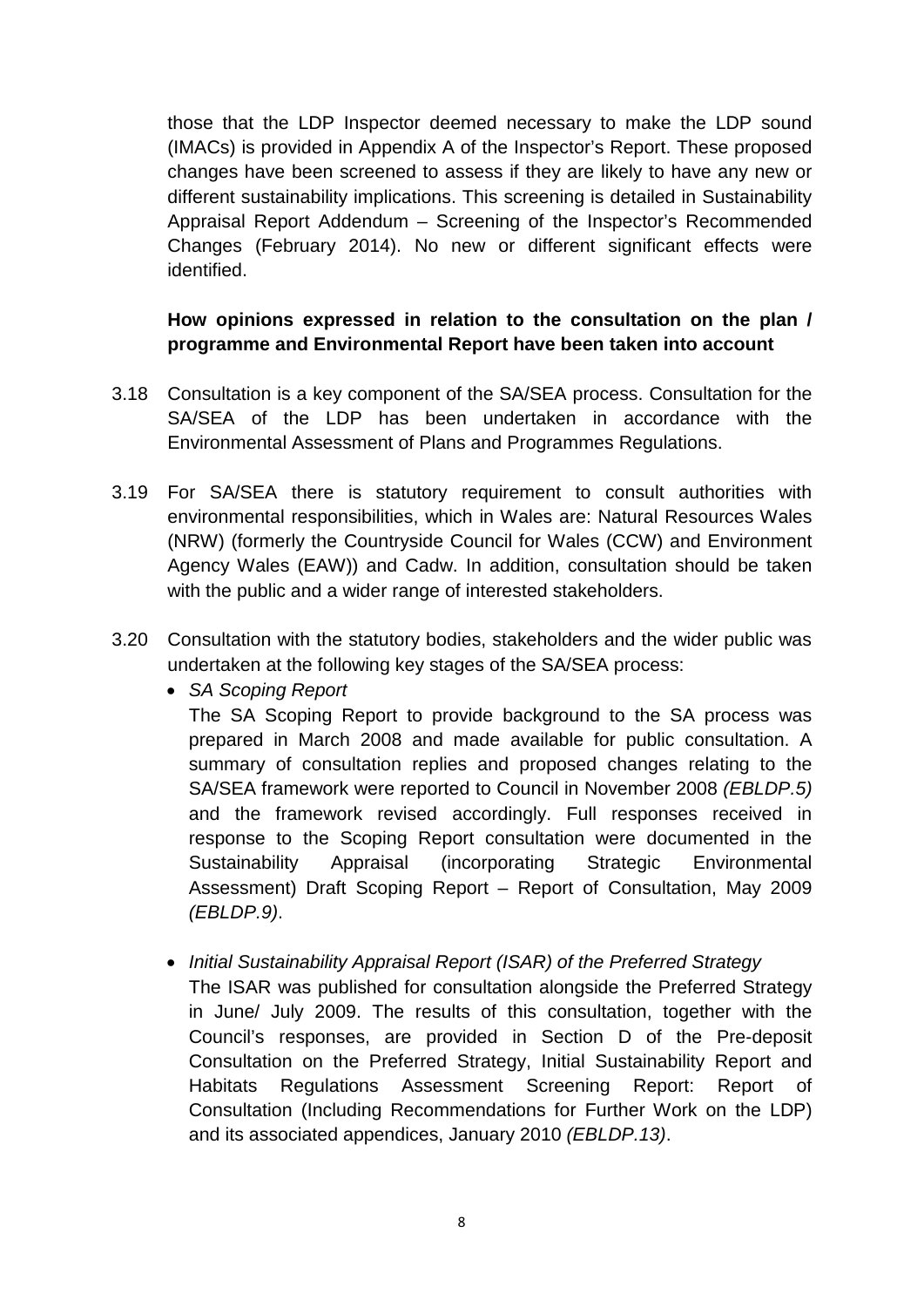those that the LDP Inspector deemed necessary to make the LDP sound (IMACs) is provided in Appendix A of the Inspector's Report. These proposed changes have been screened to assess if they are likely to have any new or different sustainability implications. This screening is detailed in Sustainability Appraisal Report Addendum – Screening of the Inspector's Recommended Changes (February 2014). No new or different significant effects were identified.

**How opinions expressed in relation to the consultation on the plan / programme and Environmental Report have been taken into account**

3.18 Consultation is a key component of the SA/SEA process. Consultation for the SA/SEA of the LDP has been undertaken in accordance with the Environmental Assessment of Plans and Programmes Regulations.

3.19 For SA/SEA there is statutory requirement to consult authorities with environmental responsibilities, which in Wales are: Natural Resources Wales (NRW) (formerly the Countryside Council for Wales (CCW) and Environment Agency Wales (EAW)) and Cadw. In addition, consultation should be taken with the public and a wider range of interested stakeholders.

3.20 Consultation with the statutory bodies, stakeholders and the wider public was undertaken at the following key stages of the SA/SEA process:

- *SA Scoping Report*

  The SA Scoping Report to provide background to the SA process was prepared in March 2008 and made available for public consultation. A summary of consultation replies and proposed changes relating to the SA/SEA framework were reported to Council in November 2008 *(EBLDP.5)* and the framework revised accordingly. Full responses received in response to the Scoping Report consultation were documented in the Sustainability Appraisal (incorporating Strategic Environmental Assessment) Draft Scoping Report – Report of Consultation, May 2009 *(EBLDP.9)*.

- *Initial Sustainability Appraisal Report (ISAR) of the Preferred Strategy*

  The ISAR was published for consultation alongside the Preferred Strategy in June/ July 2009. The results of this consultation, together with the Council's responses, are provided in Section D of the Pre-deposit Consultation on the Preferred Strategy, Initial Sustainability Report and Habitats Regulations Assessment Screening Report: Report of Consultation (Including Recommendations for Further Work on the LDP) and its associated appendices, January 2010 *(EBLDP.13)*.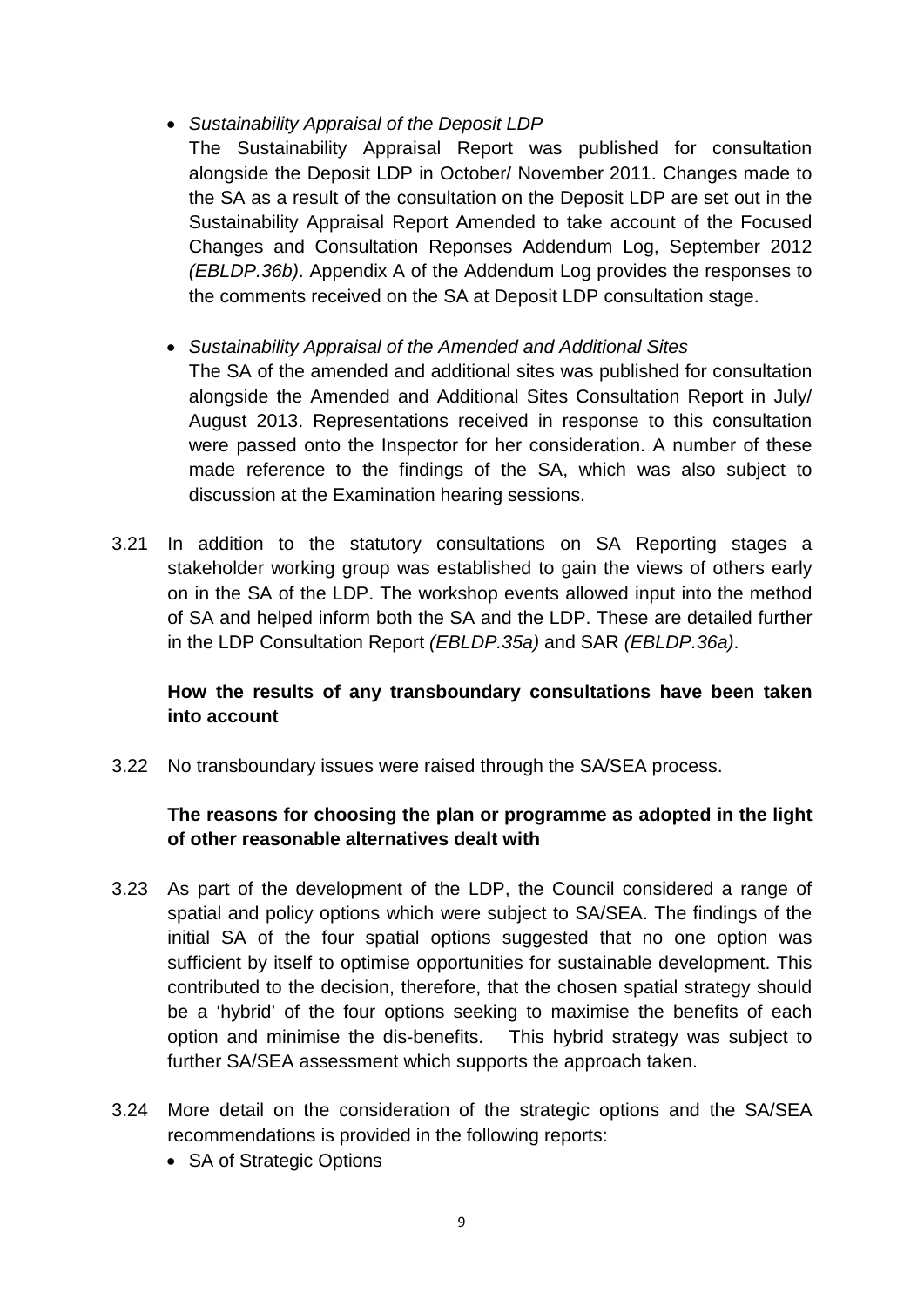- *Sustainability Appraisal of the Deposit LDP*
  The Sustainability Appraisal Report was published for consultation alongside the Deposit LDP in October/ November 2011. Changes made to the SA as a result of the consultation on the Deposit LDP are set out in the Sustainability Appraisal Report Amended to take account of the Focused Changes and Consultation Reponses Addendum Log, September 2012 *(EBLDP.36b)*. Appendix A of the Addendum Log provides the responses to the comments received on the SA at Deposit LDP consultation stage.

- *Sustainability Appraisal of the Amended and Additional Sites*
  The SA of the amended and additional sites was published for consultation alongside the Amended and Additional Sites Consultation Report in July/ August 2013. Representations received in response to this consultation were passed onto the Inspector for her consideration. A number of these made reference to the findings of the SA, which was also subject to discussion at the Examination hearing sessions.

3.21 In addition to the statutory consultations on SA Reporting stages a stakeholder working group was established to gain the views of others early on in the SA of the LDP. The workshop events allowed input into the method of SA and helped inform both the SA and the LDP. These are detailed further in the LDP Consultation Report *(EBLDP.35a)* and SAR *(EBLDP.36a)*.

**How the results of any transboundary consultations have been taken into account**

3.22 No transboundary issues were raised through the SA/SEA process.

**The reasons for choosing the plan or programme as adopted in the light of other reasonable alternatives dealt with**

3.23 As part of the development of the LDP, the Council considered a range of spatial and policy options which were subject to SA/SEA. The findings of the initial SA of the four spatial options suggested that no one option was sufficient by itself to optimise opportunities for sustainable development. This contributed to the decision, therefore, that the chosen spatial strategy should be a 'hybrid' of the four options seeking to maximise the benefits of each option and minimise the dis-benefits. This hybrid strategy was subject to further SA/SEA assessment which supports the approach taken.

3.24 More detail on the consideration of the strategic options and the SA/SEA recommendations is provided in the following reports:

- SA of Strategic Options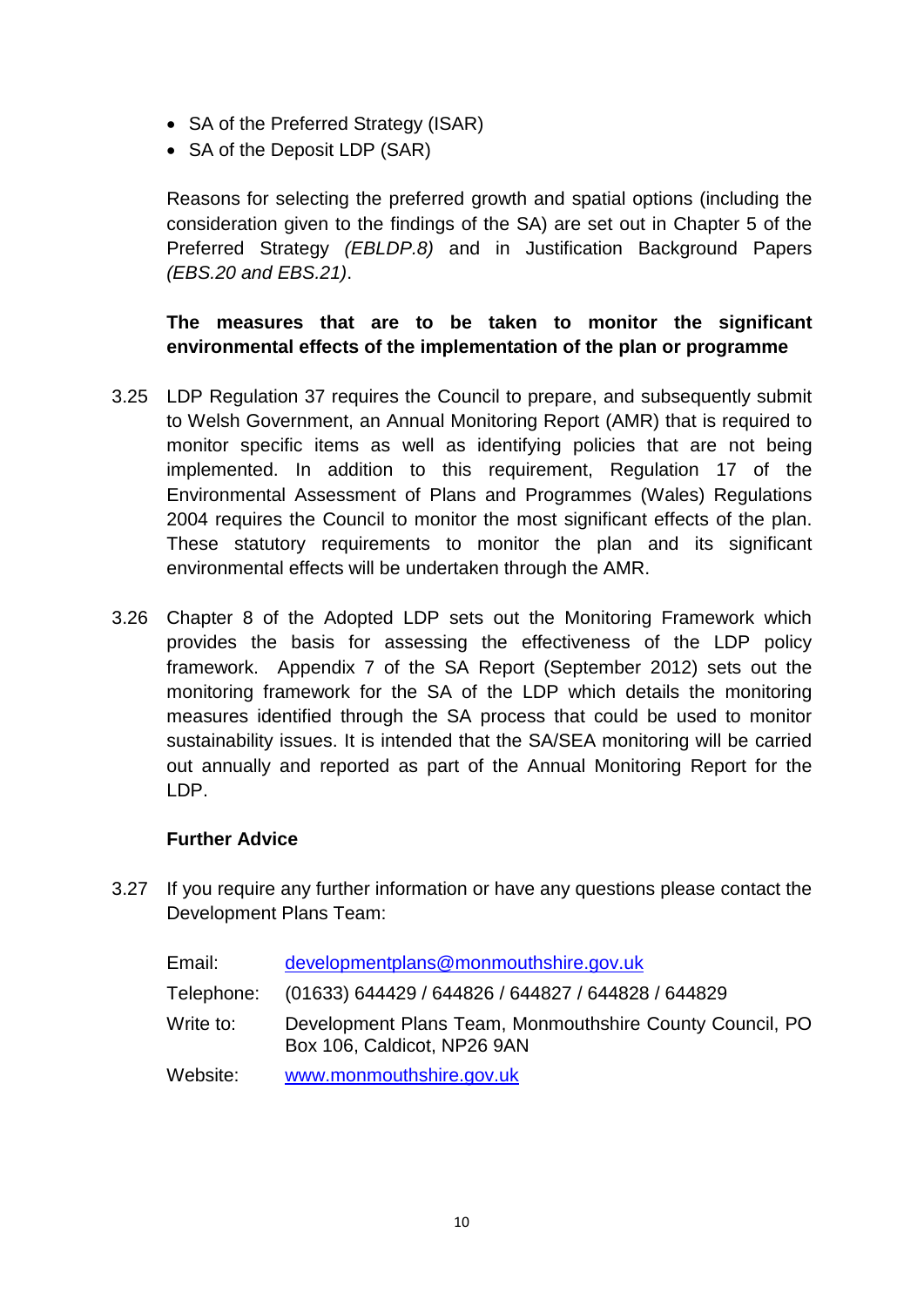- SA of the Preferred Strategy (ISAR)
- SA of the Deposit LDP (SAR)

Reasons for selecting the preferred growth and spatial options (including the consideration given to the findings of the SA) are set out in Chapter 5 of the Preferred Strategy *(EBLDP.8)* and in Justification Background Papers *(EBS.20 and EBS.21)*.

**The measures that are to be taken to monitor the significant environmental effects of the implementation of the plan or programme**

3.25 LDP Regulation 37 requires the Council to prepare, and subsequently submit to Welsh Government, an Annual Monitoring Report (AMR) that is required to monitor specific items as well as identifying policies that are not being implemented. In addition to this requirement, Regulation 17 of the Environmental Assessment of Plans and Programmes (Wales) Regulations 2004 requires the Council to monitor the most significant effects of the plan. These statutory requirements to monitor the plan and its significant environmental effects will be undertaken through the AMR.

3.26 Chapter 8 of the Adopted LDP sets out the Monitoring Framework which provides the basis for assessing the effectiveness of the LDP policy framework. Appendix 7 of the SA Report (September 2012) sets out the monitoring framework for the SA of the LDP which details the monitoring measures identified through the SA process that could be used to monitor sustainability issues. It is intended that the SA/SEA monitoring will be carried out annually and reported as part of the Annual Monitoring Report for the LDP.

**Further Advice**

3.27 If you require any further information or have any questions please contact the Development Plans Team:

| | |
|---|---|
| Email: | developmentplans@monmouthshire.gov.uk |
| Telephone: | (01633) 644429 / 644826 / 644827 / 644828 / 644829 |
| Write to: | Development Plans Team, Monmouthshire County Council, PO Box 106, Caldicot, NP26 9AN |
| Website: | www.monmouthshire.gov.uk |